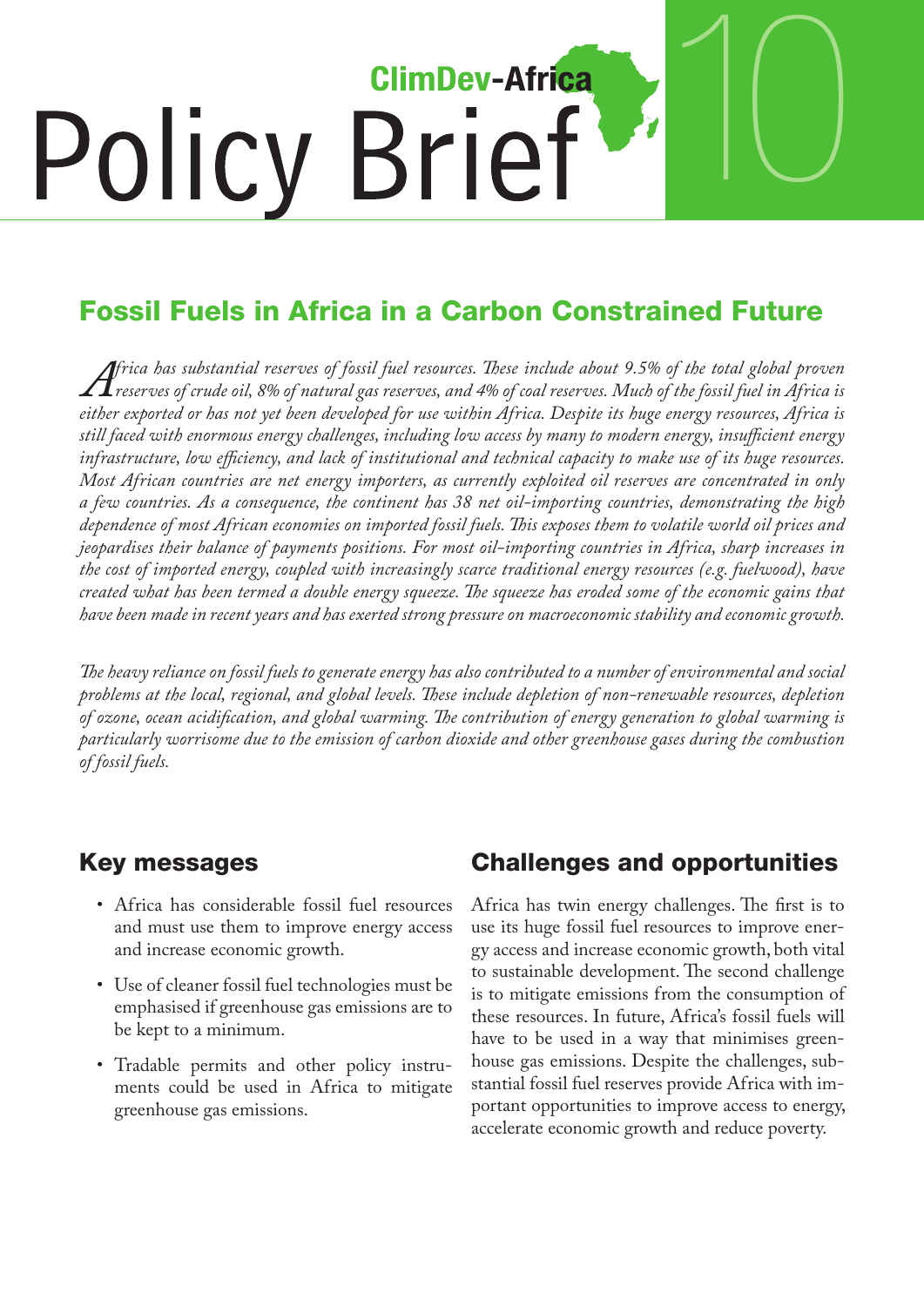ClimDev-Africa

# Policy Brief 10

## Fossil Fuels in Africa in a Carbon Constrained Future

*Africa has substantial reserves of fossil fuel resources. These include about 9.5% of the total global proven reserves of crude oil, 8% of natural gas reserves, and 4% of coal reserves. Much of the fossil fuel in Africa is either exported or has not yet been developed for use within Africa. Despite its huge energy resources, Africa is still faced with enormous energy challenges, including low access by many to modern energy, insufficient energy infrastructure, low efficiency, and lack of institutional and technical capacity to make use of its huge resources. Most African countries are net energy importers, as currently exploited oil reserves are concentrated in only a few countries. As a consequence, the continent has 38 net oil-importing countries, demonstrating the high dependence of most African economies on imported fossil fuels. This exposes them to volatile world oil prices and jeopardises their balance of payments positions. For most oil-importing countries in Africa, sharp increases in the cost of imported energy, coupled with increasingly scarce traditional energy resources (e.g. fuelwood), have created what has been termed a double energy squeeze. The squeeze has eroded some of the economic gains that have been made in recent years and has exerted strong pressure on macroeconomic stability and economic growth.*

*The heavy reliance on fossil fuels to generate energy has also contributed to a number of environmental and social problems at the local, regional, and global levels. These include depletion of non-renewable resources, depletion of ozone, ocean acidification, and global warming. The contribution of energy generation to global warming is particularly worrisome due to the emission of carbon dioxide and other greenhouse gases during the combustion of fossil fuels.*

### Key messages

- Africa has considerable fossil fuel resources and must use them to improve energy access and increase economic growth.
- Use of cleaner fossil fuel technologies must be emphasised if greenhouse gas emissions are to be kept to a minimum.
- Tradable permits and other policy instruments could be used in Africa to mitigate greenhouse gas emissions.

### Challenges and opportunities

Africa has twin energy challenges. The first is to use its huge fossil fuel resources to improve energy access and increase economic growth, both vital to sustainable development. The second challenge is to mitigate emissions from the consumption of these resources. In future, Africa's fossil fuels will have to be used in a way that minimises greenhouse gas emissions. Despite the challenges, substantial fossil fuel reserves provide Africa with important opportunities to improve access to energy, accelerate economic growth and reduce poverty.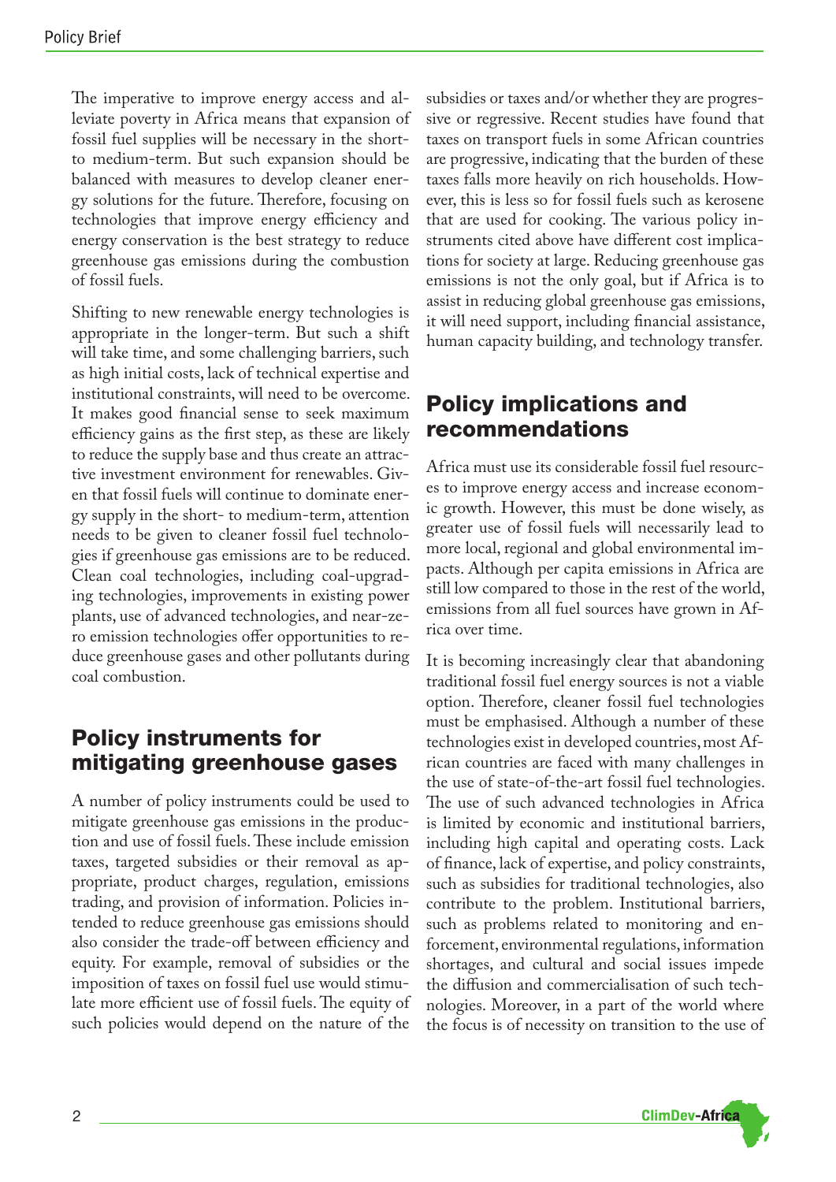The imperative to improve energy access and alleviate poverty in Africa means that expansion of fossil fuel supplies will be necessary in the short- to medium-term. But such expansion should be balanced with measures to develop cleaner energy solutions for the future. Therefore, focusing on technologies that improve energy efficiency and energy conservation is the best strategy to reduce greenhouse gas emissions during the combustion of fossil fuels.

Shifting to new renewable energy technologies is appropriate in the longer-term. But such a shift will take time, and some challenging barriers, such as high initial costs, lack of technical expertise and institutional constraints, will need to be overcome. It makes good financial sense to seek maximum efficiency gains as the first step, as these are likely to reduce the supply base and thus create an attractive investment environment for renewables. Given that fossil fuels will continue to dominate energy supply in the short- to medium-term, attention needs to be given to cleaner fossil fuel technologies if greenhouse gas emissions are to be reduced. Clean coal technologies, including coal-upgrading technologies, improvements in existing power plants, use of advanced technologies, and near-zero emission technologies offer opportunities to reduce greenhouse gases and other pollutants during coal combustion.

## Policy instruments for mitigating greenhouse gases

A number of policy instruments could be used to mitigate greenhouse gas emissions in the production and use of fossil fuels. These include emission taxes, targeted subsidies or their removal as appropriate, product charges, regulation, emissions trading, and provision of information. Policies intended to reduce greenhouse gas emissions should also consider the trade-off between efficiency and equity. For example, removal of subsidies or the imposition of taxes on fossil fuel use would stimulate more efficient use of fossil fuels. The equity of such policies would depend on the nature of the subsidies or taxes and/or whether they are progressive or regressive. Recent studies have found that taxes on transport fuels in some African countries are progressive, indicating that the burden of these taxes falls more heavily on rich households. However, this is less so for fossil fuels such as kerosene that are used for cooking. The various policy instruments cited above have different cost implications for society at large. Reducing greenhouse gas emissions is not the only goal, but if Africa is to assist in reducing global greenhouse gas emissions, it will need support, including financial assistance, human capacity building, and technology transfer.

## Policy implications and recommendations

Africa must use its considerable fossil fuel resources to improve energy access and increase economic growth. However, this must be done wisely, as greater use of fossil fuels will necessarily lead to more local, regional and global environmental impacts. Although per capita emissions in Africa are still low compared to those in the rest of the world, emissions from all fuel sources have grown in Africa over time.

It is becoming increasingly clear that abandoning traditional fossil fuel energy sources is not a viable option. Therefore, cleaner fossil fuel technologies must be emphasised. Although a number of these technologies exist in developed countries, most African countries are faced with many challenges in the use of state-of-the-art fossil fuel technologies. The use of such advanced technologies in Africa is limited by economic and institutional barriers, including high capital and operating costs. Lack of finance, lack of expertise, and policy constraints, such as subsidies for traditional technologies, also contribute to the problem. Institutional barriers, such as problems related to monitoring and enforcement, environmental regulations, information shortages, and cultural and social issues impede the diffusion and commercialisation of such technologies. Moreover, in a part of the world where the focus is of necessity on transition to the use of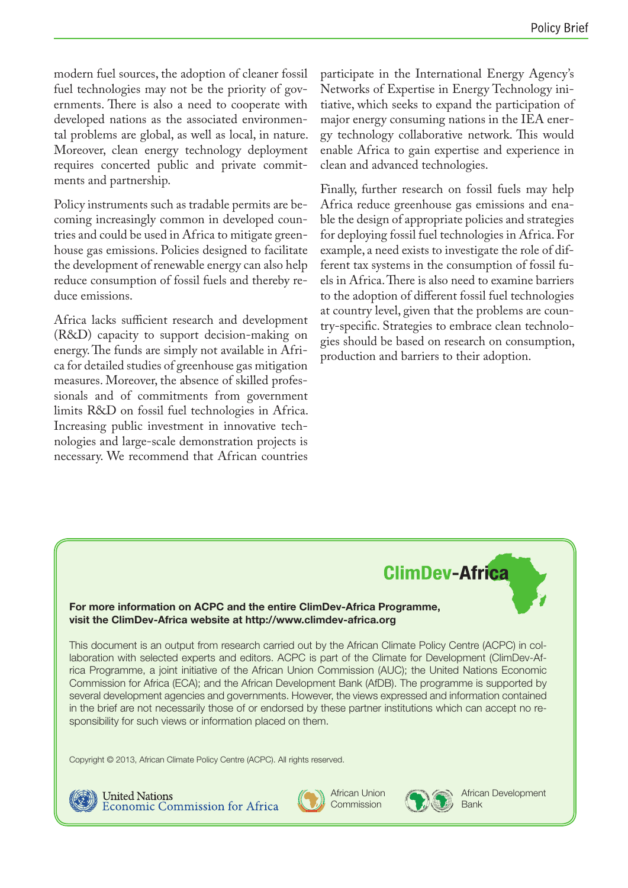modern fuel sources, the adoption of cleaner fossil fuel technologies may not be the priority of governments. There is also a need to cooperate with developed nations as the associated environmental problems are global, as well as local, in nature. Moreover, clean energy technology deployment requires concerted public and private commitments and partnership.

Policy instruments such as tradable permits are becoming increasingly common in developed countries and could be used in Africa to mitigate greenhouse gas emissions. Policies designed to facilitate the development of renewable energy can also help reduce consumption of fossil fuels and thereby reduce emissions.

Africa lacks sufficient research and development (R&D) capacity to support decision-making on energy. The funds are simply not available in Africa for detailed studies of greenhouse gas mitigation measures. Moreover, the absence of skilled professionals and of commitments from government limits R&D on fossil fuel technologies in Africa. Increasing public investment in innovative technologies and large-scale demonstration projects is necessary. We recommend that African countries participate in the International Energy Agency's Networks of Expertise in Energy Technology initiative, which seeks to expand the participation of major energy consuming nations in the IEA energy technology collaborative network. This would enable Africa to gain expertise and experience in clean and advanced technologies.

Finally, further research on fossil fuels may help Africa reduce greenhouse gas emissions and enable the design of appropriate policies and strategies for deploying fossil fuel technologies in Africa. For example, a need exists to investigate the role of different tax systems in the consumption of fossil fuels in Africa. There is also need to examine barriers to the adoption of different fossil fuel technologies at country level, given that the problems are country-specific. Strategies to embrace clean technologies should be based on research on consumption, production and barriers to their adoption.

ClimDev-Africa

**For more information on ACPC and the entire ClimDev-Africa Programme, visit the ClimDev-Africa website at http://www.climdev-africa.org**

This document is an output from research carried out by the African Climate Policy Centre (ACPC) in collaboration with selected experts and editors. ACPC is part of the Climate for Development (ClimDev-Africa Programme, a joint initiative of the African Union Commission (AUC); the United Nations Economic Commission for Africa (ECA); and the African Development Bank (AfDB). The programme is supported by several development agencies and governments. However, the views expressed and information contained in the brief are not necessarily those of or endorsed by these partner institutions which can accept no responsibility for such views or information placed on them.

Copyright © 2013, African Climate Policy Centre (ACPC). All rights reserved.

United Nations Economic Commission for Africa

African Union Commission

African Development Bank